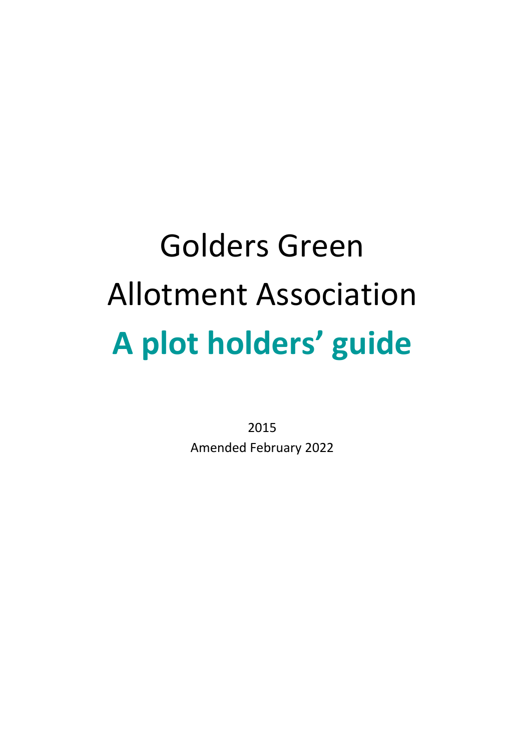# Golders Green Allotment Association

# A plot holders' guide

2015

Amended February 2022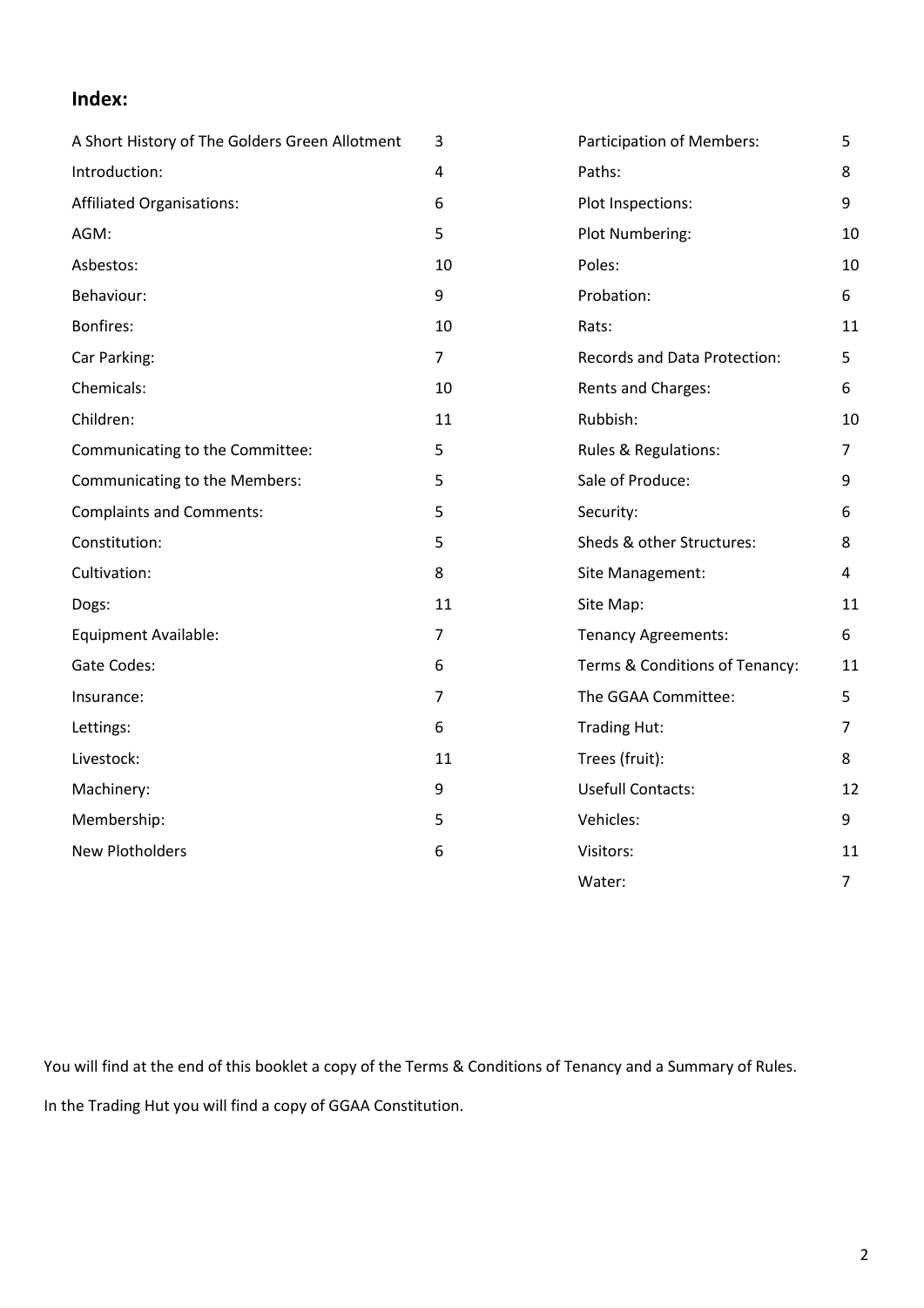## Index:

| | | | |
|---|---|---|---|
| A Short History of The Golders Green Allotment | 3 | Participation of Members: | 5 |
| Introduction: | 4 | Paths: | 8 |
| Affiliated Organisations: | 6 | Plot Inspections: | 9 |
| AGM: | 5 | Plot Numbering: | 10 |
| Asbestos: | 10 | Poles: | 10 |
| Behaviour: | 9 | Probation: | 6 |
| Bonfires: | 10 | Rats: | 11 |
| Car Parking: | 7 | Records and Data Protection: | 5 |
| Chemicals: | 10 | Rents and Charges: | 6 |
| Children: | 11 | Rubbish: | 10 |
| Communicating to the Committee: | 5 | Rules & Regulations: | 7 |
| Communicating to the Members: | 5 | Sale of Produce: | 9 |
| Complaints and Comments: | 5 | Security: | 6 |
| Constitution: | 5 | Sheds & other Structures: | 8 |
| Cultivation: | 8 | Site Management: | 4 |
| Dogs: | 11 | Site Map: | 11 |
| Equipment Available: | 7 | Tenancy Agreements: | 6 |
| Gate Codes: | 6 | Terms & Conditions of Tenancy: | 11 |
| Insurance: | 7 | The GGAA Committee: | 5 |
| Lettings: | 6 | Trading Hut: | 7 |
| Livestock: | 11 | Trees (fruit): | 8 |
| Machinery: | 9 | Usefull Contacts: | 12 |
| Membership: | 5 | Vehicles: | 9 |
| New Plotholders | 6 | Visitors: | 11 |
| | | Water: | 7 |

You will find at the end of this booklet a copy of the Terms & Conditions of Tenancy and a Summary of Rules.

In the Trading Hut you will find a copy of GGAA Constitution.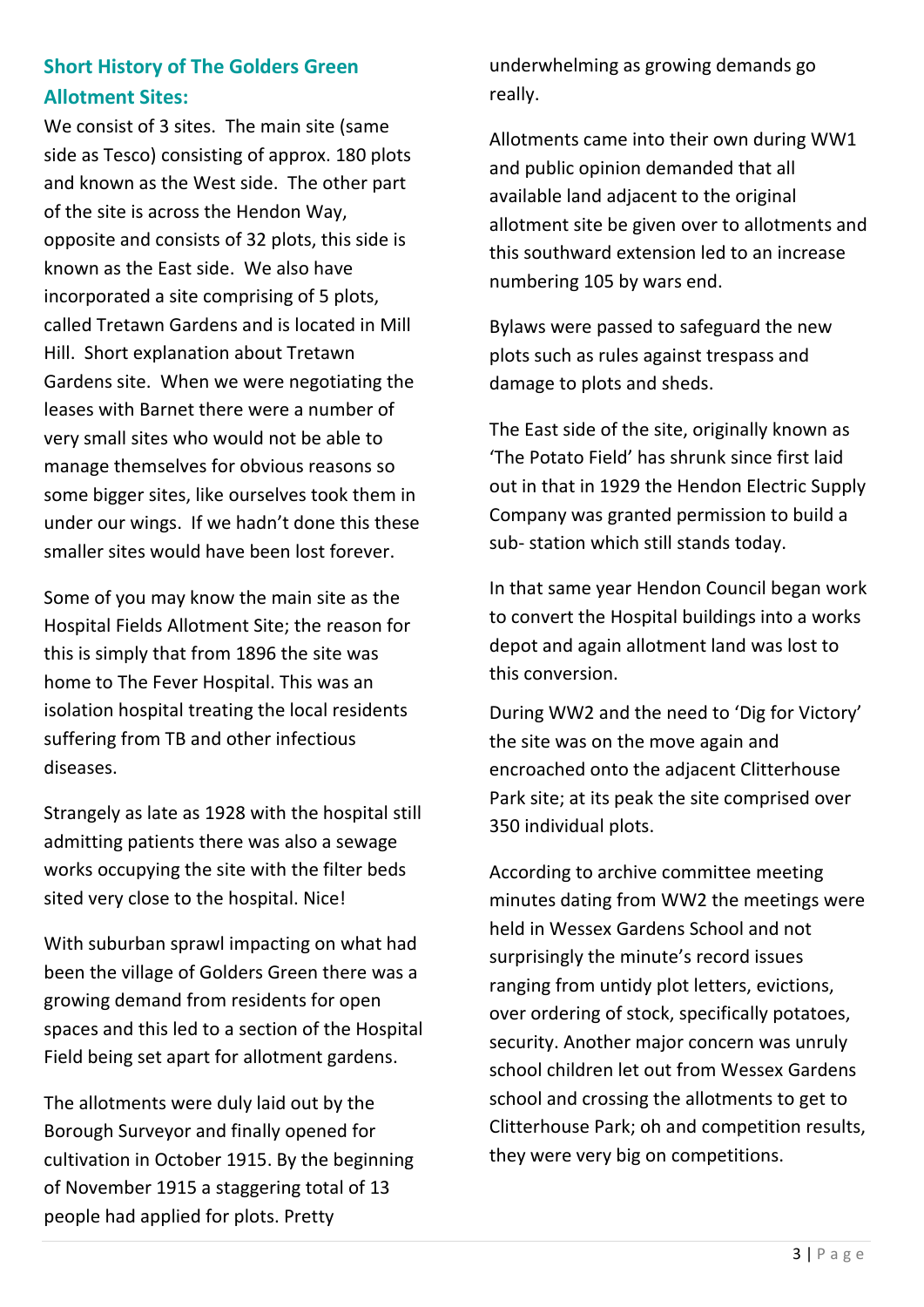## Short History of The Golders Green Allotment Sites:

We consist of 3 sites. The main site (same side as Tesco) consisting of approx. 180 plots and known as the West side. The other part of the site is across the Hendon Way, opposite and consists of 32 plots, this side is known as the East side. We also have incorporated a site comprising of 5 plots, called Tretawn Gardens and is located in Mill Hill. Short explanation about Tretawn Gardens site. When we were negotiating the leases with Barnet there were a number of very small sites who would not be able to manage themselves for obvious reasons so some bigger sites, like ourselves took them in under our wings. If we hadn't done this these smaller sites would have been lost forever.

Some of you may know the main site as the Hospital Fields Allotment Site; the reason for this is simply that from 1896 the site was home to The Fever Hospital. This was an isolation hospital treating the local residents suffering from TB and other infectious diseases.

Strangely as late as 1928 with the hospital still admitting patients there was also a sewage works occupying the site with the filter beds sited very close to the hospital. Nice!

With suburban sprawl impacting on what had been the village of Golders Green there was a growing demand from residents for open spaces and this led to a section of the Hospital Field being set apart for allotment gardens.

The allotments were duly laid out by the Borough Surveyor and finally opened for cultivation in October 1915. By the beginning of November 1915 a staggering total of 13 people had applied for plots. Pretty underwhelming as growing demands go really.

Allotments came into their own during WW1 and public opinion demanded that all available land adjacent to the original allotment site be given over to allotments and this southward extension led to an increase numbering 105 by wars end.

Bylaws were passed to safeguard the new plots such as rules against trespass and damage to plots and sheds.

The East side of the site, originally known as 'The Potato Field' has shrunk since first laid out in that in 1929 the Hendon Electric Supply Company was granted permission to build a sub- station which still stands today.

In that same year Hendon Council began work to convert the Hospital buildings into a works depot and again allotment land was lost to this conversion.

During WW2 and the need to 'Dig for Victory' the site was on the move again and encroached onto the adjacent Clitterhouse Park site; at its peak the site comprised over 350 individual plots.

According to archive committee meeting minutes dating from WW2 the meetings were held in Wessex Gardens School and not surprisingly the minute's record issues ranging from untidy plot letters, evictions, over ordering of stock, specifically potatoes, security. Another major concern was unruly school children let out from Wessex Gardens school and crossing the allotments to get to Clitterhouse Park; oh and competition results, they were very big on competitions.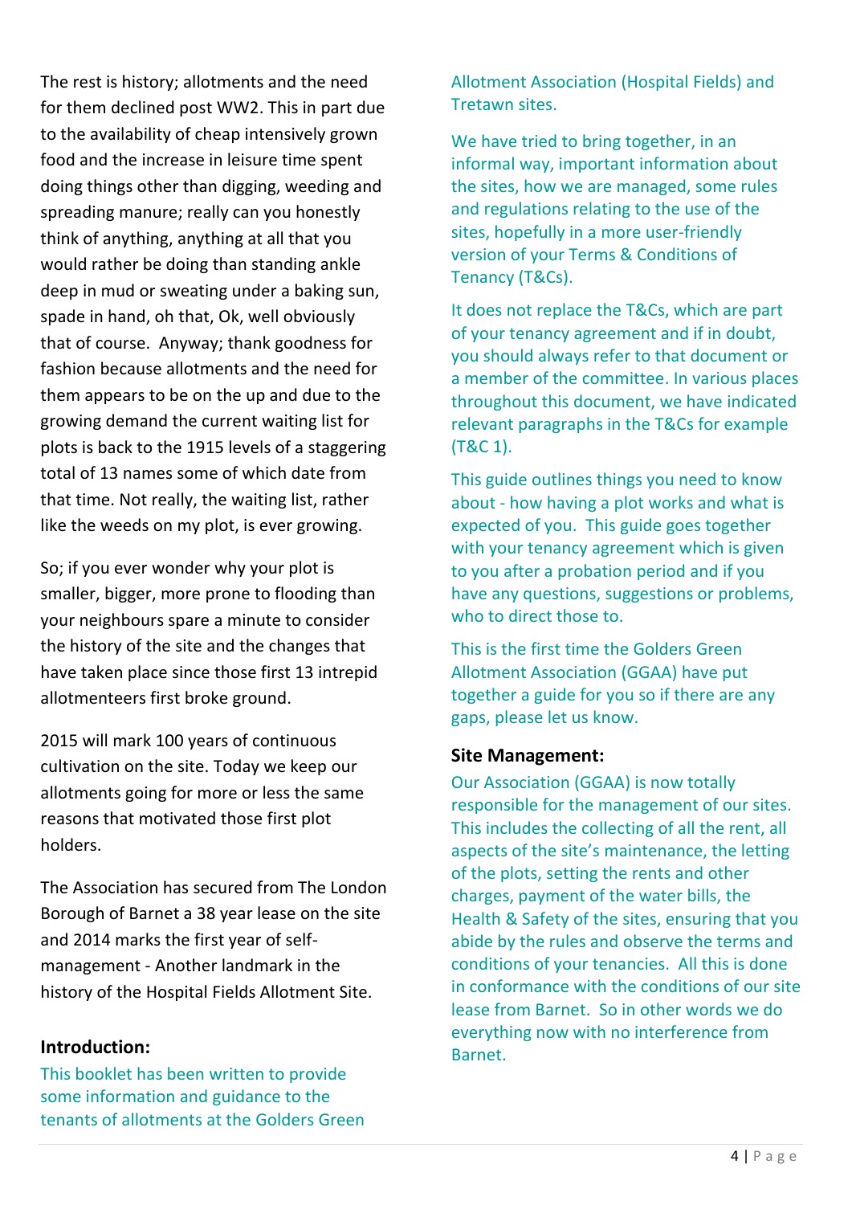The rest is history; allotments and the need for them declined post WW2. This in part due to the availability of cheap intensively grown food and the increase in leisure time spent doing things other than digging, weeding and spreading manure; really can you honestly think of anything, anything at all that you would rather be doing than standing ankle deep in mud or sweating under a baking sun, spade in hand, oh that, Ok, well obviously that of course. Anyway; thank goodness for fashion because allotments and the need for them appears to be on the up and due to the growing demand the current waiting list for plots is back to the 1915 levels of a staggering total of 13 names some of which date from that time. Not really, the waiting list, rather like the weeds on my plot, is ever growing.

So; if you ever wonder why your plot is smaller, bigger, more prone to flooding than your neighbours spare a minute to consider the history of the site and the changes that have taken place since those first 13 intrepid allotmenteers first broke ground.

2015 will mark 100 years of continuous cultivation on the site. Today we keep our allotments going for more or less the same reasons that motivated those first plot holders.

The Association has secured from The London Borough of Barnet a 38 year lease on the site and 2014 marks the first year of self-management - Another landmark in the history of the Hospital Fields Allotment Site.

## Introduction:

This booklet has been written to provide some information and guidance to the tenants of allotments at the Golders Green Allotment Association (Hospital Fields) and Tretawn sites.

We have tried to bring together, in an informal way, important information about the sites, how we are managed, some rules and regulations relating to the use of the sites, hopefully in a more user-friendly version of your Terms & Conditions of Tenancy (T&Cs).

It does not replace the T&Cs, which are part of your tenancy agreement and if in doubt, you should always refer to that document or a member of the committee. In various places throughout this document, we have indicated relevant paragraphs in the T&Cs for example (T&C 1).

This guide outlines things you need to know about - how having a plot works and what is expected of you. This guide goes together with your tenancy agreement which is given to you after a probation period and if you have any questions, suggestions or problems, who to direct those to.

This is the first time the Golders Green Allotment Association (GGAA) have put together a guide for you so if there are any gaps, please let us know.

## Site Management:

Our Association (GGAA) is now totally responsible for the management of our sites. This includes the collecting of all the rent, all aspects of the site's maintenance, the letting of the plots, setting the rents and other charges, payment of the water bills, the Health & Safety of the sites, ensuring that you abide by the rules and observe the terms and conditions of your tenancies. All this is done in conformance with the conditions of our site lease from Barnet. So in other words we do everything now with no interference from Barnet.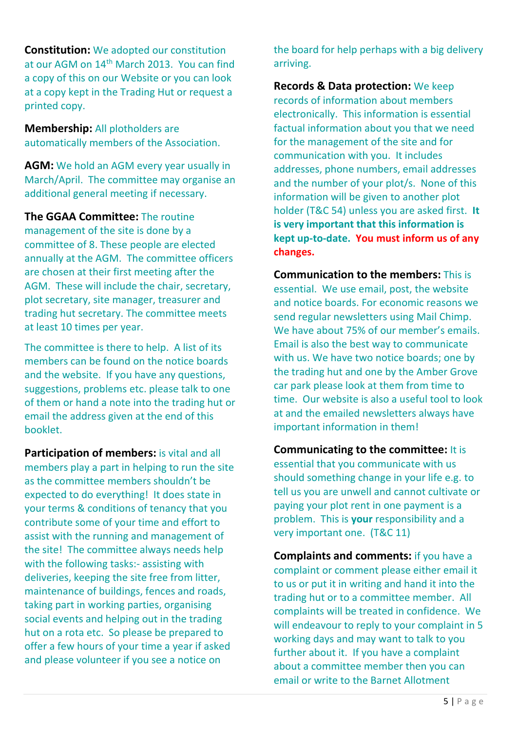**Constitution:** We adopted our constitution at our AGM on 14th March 2013. You can find a copy of this on our Website or you can look at a copy kept in the Trading Hut or request a printed copy.

**Membership:** All plotholders are automatically members of the Association.

**AGM:** We hold an AGM every year usually in March/April. The committee may organise an additional general meeting if necessary.

**The GGAA Committee:** The routine management of the site is done by a committee of 8. These people are elected annually at the AGM. The committee officers are chosen at their first meeting after the AGM. These will include the chair, secretary, plot secretary, site manager, treasurer and trading hut secretary. The committee meets at least 10 times per year.

The committee is there to help. A list of its members can be found on the notice boards and the website. If you have any questions, suggestions, problems etc. please talk to one of them or hand a note into the trading hut or email the address given at the end of this booklet.

**Participation of members:** is vital and all members play a part in helping to run the site as the committee members shouldn't be expected to do everything! It does state in your terms & conditions of tenancy that you contribute some of your time and effort to assist with the running and management of the site! The committee always needs help with the following tasks:- assisting with deliveries, keeping the site free from litter, maintenance of buildings, fences and roads, taking part in working parties, organising social events and helping out in the trading hut on a rota etc. So please be prepared to offer a few hours of your time a year if asked and please volunteer if you see a notice on the board for help perhaps with a big delivery arriving.

**Records & Data protection:** We keep records of information about members electronically. This information is essential factual information about you that we need for the management of the site and for communication with you. It includes addresses, phone numbers, email addresses and the number of your plot/s. None of this information will be given to another plot holder (T&C 54) unless you are asked first. **It is very important that this information is kept up-to-date. You must inform us of any changes.**

**Communication to the members:** This is essential. We use email, post, the website and notice boards. For economic reasons we send regular newsletters using Mail Chimp. We have about 75% of our member's emails. Email is also the best way to communicate with us. We have two notice boards; one by the trading hut and one by the Amber Grove car park please look at them from time to time. Our website is also a useful tool to look at and the emailed newsletters always have important information in them!

**Communicating to the committee:** It is essential that you communicate with us should something change in your life e.g. to tell us you are unwell and cannot cultivate or paying your plot rent in one payment is a problem. This is **your** responsibility and a very important one. (T&C 11)

**Complaints and comments:** if you have a complaint or comment please either email it to us or put it in writing and hand it into the trading hut or to a committee member. All complaints will be treated in confidence. We will endeavour to reply to your complaint in 5 working days and may want to talk to you further about it. If you have a complaint about a committee member then you can email or write to the Barnet Allotment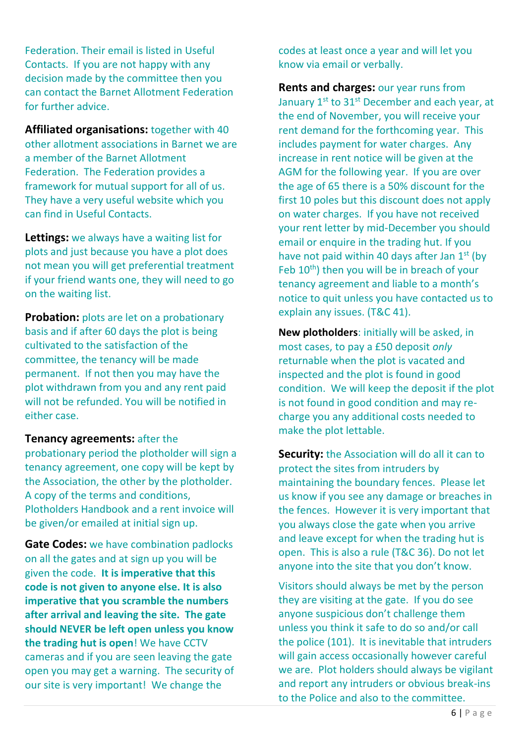Federation. Their email is listed in Useful Contacts. If you are not happy with any decision made by the committee then you can contact the Barnet Allotment Federation for further advice.

**Affiliated organisations:** together with 40 other allotment associations in Barnet we are a member of the Barnet Allotment Federation. The Federation provides a framework for mutual support for all of us. They have a very useful website which you can find in Useful Contacts.

**Lettings:** we always have a waiting list for plots and just because you have a plot does not mean you will get preferential treatment if your friend wants one, they will need to go on the waiting list.

**Probation:** plots are let on a probationary basis and if after 60 days the plot is being cultivated to the satisfaction of the committee, the tenancy will be made permanent. If not then you may have the plot withdrawn from you and any rent paid will not be refunded. You will be notified in either case.

**Tenancy agreements:** after the probationary period the plotholder will sign a tenancy agreement, one copy will be kept by the Association, the other by the plotholder. A copy of the terms and conditions, Plotholders Handbook and a rent invoice will be given/or emailed at initial sign up.

**Gate Codes:** we have combination padlocks on all the gates and at sign up you will be given the code. **It is imperative that this code is not given to anyone else. It is also imperative that you scramble the numbers after arrival and leaving the site. The gate should NEVER be left open unless you know the trading hut is open**! We have CCTV cameras and if you are seen leaving the gate open you may get a warning. The security of our site is very important! We change the codes at least once a year and will let you know via email or verbally.

**Rents and charges:** our year runs from January 1st to 31st December and each year, at the end of November, you will receive your rent demand for the forthcoming year. This includes payment for water charges. Any increase in rent notice will be given at the AGM for the following year. If you are over the age of 65 there is a 50% discount for the first 10 poles but this discount does not apply on water charges. If you have not received your rent letter by mid-December you should email or enquire in the trading hut. If you have not paid within 40 days after Jan 1st (by Feb 10th) then you will be in breach of your tenancy agreement and liable to a month's notice to quit unless you have contacted us to explain any issues. (T&C 41).

**New plotholders**: initially will be asked, in most cases, to pay a £50 deposit *only* returnable when the plot is vacated and inspected and the plot is found in good condition. We will keep the deposit if the plot is not found in good condition and may re-charge you any additional costs needed to make the plot lettable.

**Security:** the Association will do all it can to protect the sites from intruders by maintaining the boundary fences. Please let us know if you see any damage or breaches in the fences. However it is very important that you always close the gate when you arrive and leave except for when the trading hut is open. This is also a rule (T&C 36). Do not let anyone into the site that you don't know.

Visitors should always be met by the person they are visiting at the gate. If you do see anyone suspicious don't challenge them unless you think it safe to do so and/or call the police (101). It is inevitable that intruders will gain access occasionally however careful we are. Plot holders should always be vigilant and report any intruders or obvious break-ins to the Police and also to the committee.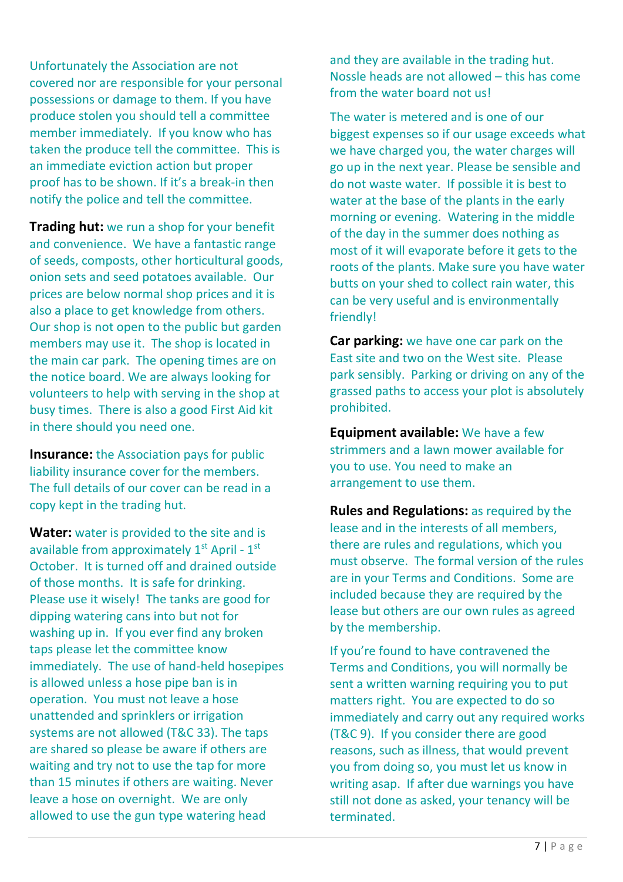Unfortunately the Association are not covered nor are responsible for your personal possessions or damage to them. If you have produce stolen you should tell a committee member immediately. If you know who has taken the produce tell the committee. This is an immediate eviction action but proper proof has to be shown. If it's a break-in then notify the police and tell the committee.

**Trading hut:** we run a shop for your benefit and convenience. We have a fantastic range of seeds, composts, other horticultural goods, onion sets and seed potatoes available. Our prices are below normal shop prices and it is also a place to get knowledge from others. Our shop is not open to the public but garden members may use it. The shop is located in the main car park. The opening times are on the notice board. We are always looking for volunteers to help with serving in the shop at busy times. There is also a good First Aid kit in there should you need one.

**Insurance:** the Association pays for public liability insurance cover for the members. The full details of our cover can be read in a copy kept in the trading hut.

**Water:** water is provided to the site and is available from approximately 1st April - 1st October. It is turned off and drained outside of those months. It is safe for drinking. Please use it wisely! The tanks are good for dipping watering cans into but not for washing up in. If you ever find any broken taps please let the committee know immediately. The use of hand-held hosepipes is allowed unless a hose pipe ban is in operation. You must not leave a hose unattended and sprinklers or irrigation systems are not allowed (T&C 33). The taps are shared so please be aware if others are waiting and try not to use the tap for more than 15 minutes if others are waiting. Never leave a hose on overnight. We are only allowed to use the gun type watering head and they are available in the trading hut. Nossle heads are not allowed – this has come from the water board not us!

The water is metered and is one of our biggest expenses so if our usage exceeds what we have charged you, the water charges will go up in the next year. Please be sensible and do not waste water. If possible it is best to water at the base of the plants in the early morning or evening. Watering in the middle of the day in the summer does nothing as most of it will evaporate before it gets to the roots of the plants. Make sure you have water butts on your shed to collect rain water, this can be very useful and is environmentally friendly!

**Car parking:** we have one car park on the East site and two on the West site. Please park sensibly. Parking or driving on any of the grassed paths to access your plot is absolutely prohibited.

**Equipment available:** We have a few strimmers and a lawn mower available for you to use. You need to make an arrangement to use them.

**Rules and Regulations:** as required by the lease and in the interests of all members, there are rules and regulations, which you must observe. The formal version of the rules are in your Terms and Conditions. Some are included because they are required by the lease but others are our own rules as agreed by the membership.

If you're found to have contravened the Terms and Conditions, you will normally be sent a written warning requiring you to put matters right. You are expected to do so immediately and carry out any required works (T&C 9). If you consider there are good reasons, such as illness, that would prevent you from doing so, you must let us know in writing asap. If after due warnings you have still not done as asked, your tenancy will be terminated.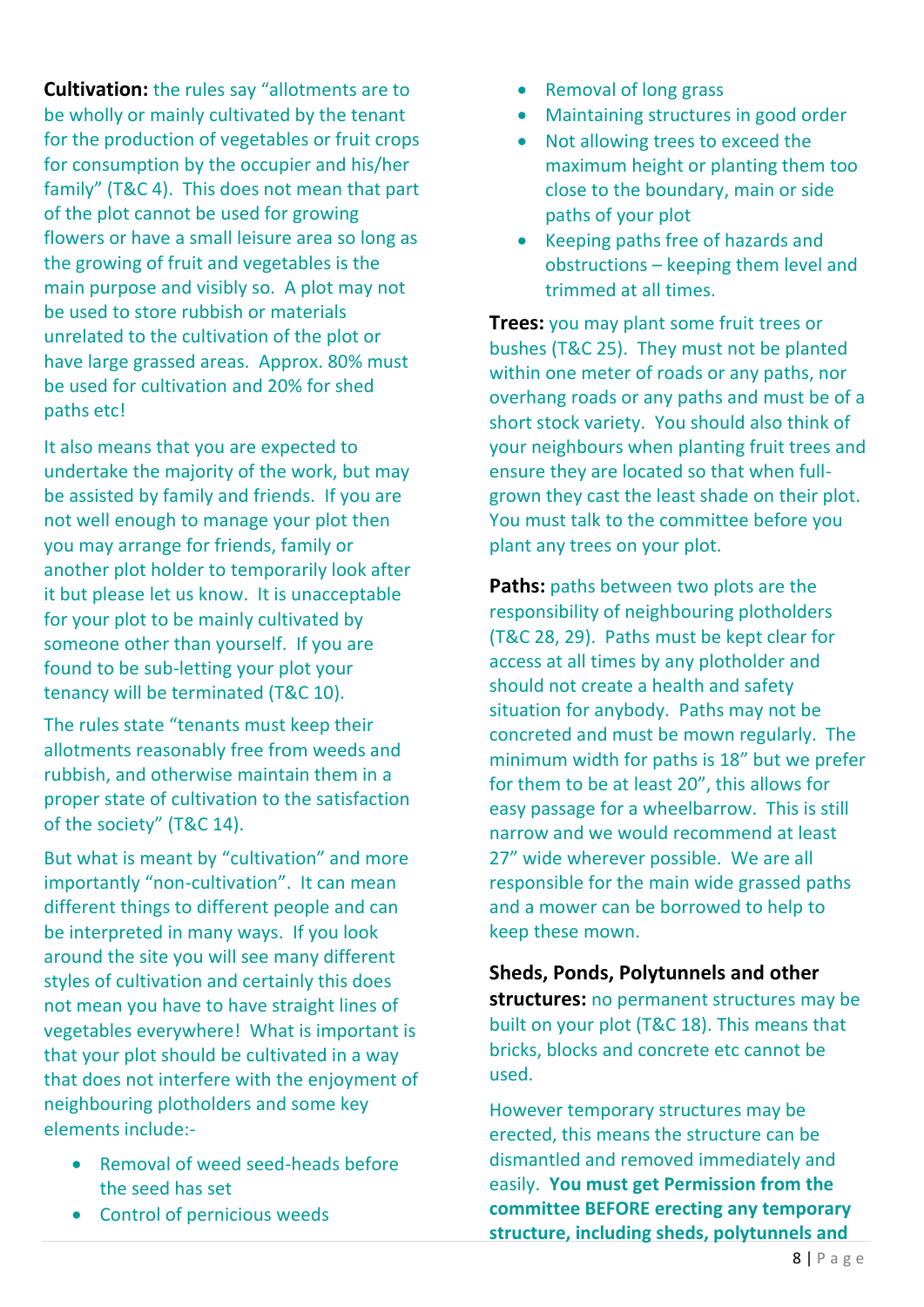**Cultivation:** the rules say "allotments are to be wholly or mainly cultivated by the tenant for the production of vegetables or fruit crops for consumption by the occupier and his/her family" (T&C 4). This does not mean that part of the plot cannot be used for growing flowers or have a small leisure area so long as the growing of fruit and vegetables is the main purpose and visibly so. A plot may not be used to store rubbish or materials unrelated to the cultivation of the plot or have large grassed areas. Approx. 80% must be used for cultivation and 20% for shed paths etc!

It also means that you are expected to undertake the majority of the work, but may be assisted by family and friends. If you are not well enough to manage your plot then you may arrange for friends, family or another plot holder to temporarily look after it but please let us know. It is unacceptable for your plot to be mainly cultivated by someone other than yourself. If you are found to be sub-letting your plot your tenancy will be terminated (T&C 10).

The rules state "tenants must keep their allotments reasonably free from weeds and rubbish, and otherwise maintain them in a proper state of cultivation to the satisfaction of the society" (T&C 14).

But what is meant by "cultivation" and more importantly "non-cultivation". It can mean different things to different people and can be interpreted in many ways. If you look around the site you will see many different styles of cultivation and certainly this does not mean you have to have straight lines of vegetables everywhere! What is important is that your plot should be cultivated in a way that does not interfere with the enjoyment of neighbouring plotholders and some key elements include:-

- Removal of weed seed-heads before the seed has set
- Control of pernicious weeds
- Removal of long grass
- Maintaining structures in good order
- Not allowing trees to exceed the maximum height or planting them too close to the boundary, main or side paths of your plot
- Keeping paths free of hazards and obstructions – keeping them level and trimmed at all times.

**Trees:** you may plant some fruit trees or bushes (T&C 25). They must not be planted within one meter of roads or any paths, nor overhang roads or any paths and must be of a short stock variety. You should also think of your neighbours when planting fruit trees and ensure they are located so that when full-grown they cast the least shade on their plot. You must talk to the committee before you plant any trees on your plot.

**Paths:** paths between two plots are the responsibility of neighbouring plotholders (T&C 28, 29). Paths must be kept clear for access at all times by any plotholder and should not create a health and safety situation for anybody. Paths may not be concreted and must be mown regularly. The minimum width for paths is 18" but we prefer for them to be at least 20", this allows for easy passage for a wheelbarrow. This is still narrow and we would recommend at least 27" wide wherever possible. We are all responsible for the main wide grassed paths and a mower can be borrowed to help to keep these mown.

**Sheds, Ponds, Polytunnels and other structures:** no permanent structures may be built on your plot (T&C 18). This means that bricks, blocks and concrete etc cannot be used.

However temporary structures may be erected, this means the structure can be dismantled and removed immediately and easily. **You must get Permission from the committee BEFORE erecting any temporary structure, including sheds, polytunnels and**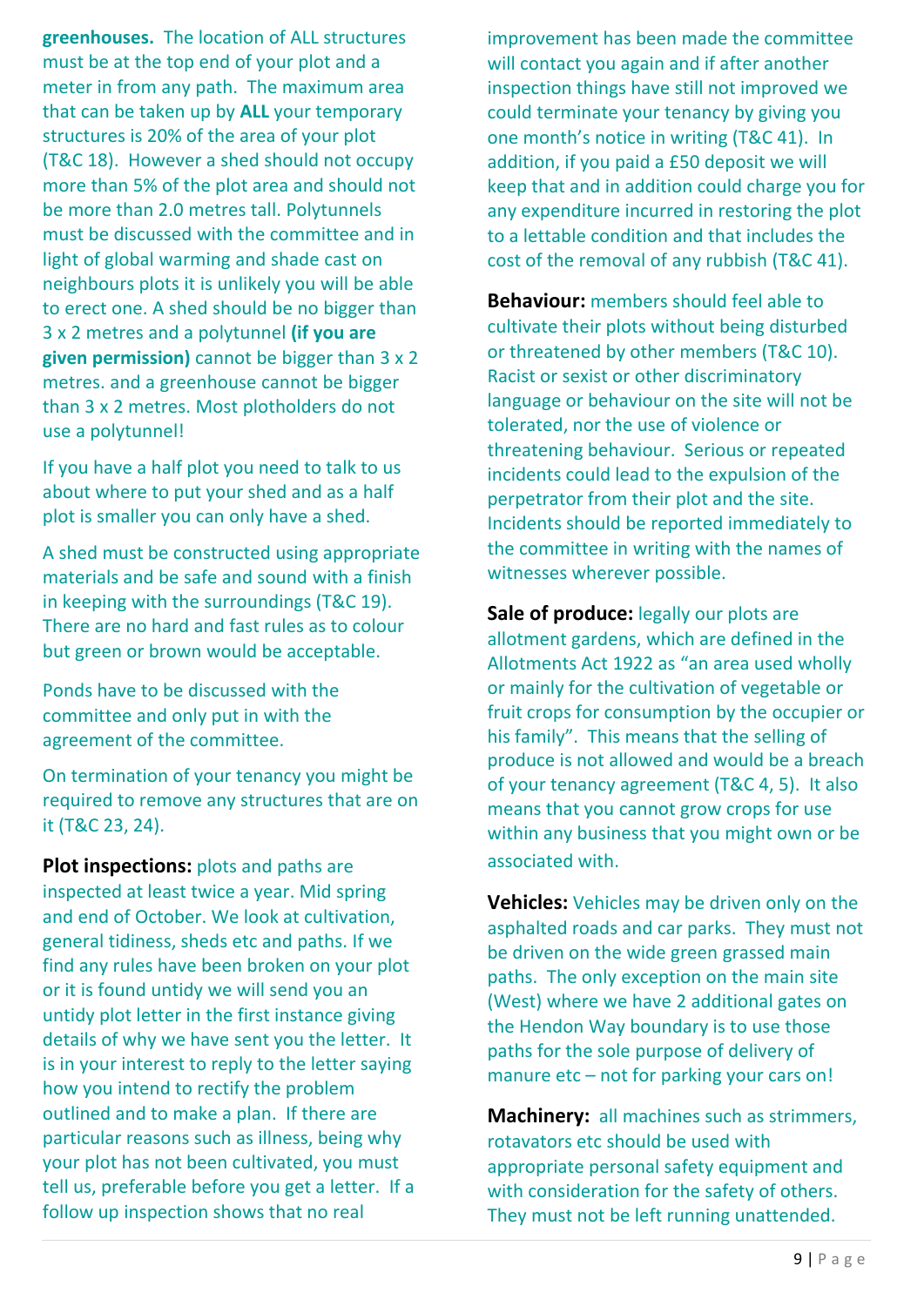**greenhouses.** The location of ALL structures must be at the top end of your plot and a meter in from any path. The maximum area that can be taken up by **ALL** your temporary structures is 20% of the area of your plot (T&C 18). However a shed should not occupy more than 5% of the plot area and should not be more than 2.0 metres tall. Polytunnels must be discussed with the committee and in light of global warming and shade cast on neighbours plots it is unlikely you will be able to erect one. A shed should be no bigger than 3 x 2 metres and a polytunnel **(if you are given permission)** cannot be bigger than 3 x 2 metres. and a greenhouse cannot be bigger than 3 x 2 metres. Most plotholders do not use a polytunnel!

If you have a half plot you need to talk to us about where to put your shed and as a half plot is smaller you can only have a shed.

A shed must be constructed using appropriate materials and be safe and sound with a finish in keeping with the surroundings (T&C 19). There are no hard and fast rules as to colour but green or brown would be acceptable.

Ponds have to be discussed with the committee and only put in with the agreement of the committee.

On termination of your tenancy you might be required to remove any structures that are on it (T&C 23, 24).

**Plot inspections:** plots and paths are inspected at least twice a year. Mid spring and end of October. We look at cultivation, general tidiness, sheds etc and paths. If we find any rules have been broken on your plot or it is found untidy we will send you an untidy plot letter in the first instance giving details of why we have sent you the letter. It is in your interest to reply to the letter saying how you intend to rectify the problem outlined and to make a plan. If there are particular reasons such as illness, being why your plot has not been cultivated, you must tell us, preferable before you get a letter. If a follow up inspection shows that no real improvement has been made the committee will contact you again and if after another inspection things have still not improved we could terminate your tenancy by giving you one month's notice in writing (T&C 41). In addition, if you paid a £50 deposit we will keep that and in addition could charge you for any expenditure incurred in restoring the plot to a lettable condition and that includes the cost of the removal of any rubbish (T&C 41).

**Behaviour:** members should feel able to cultivate their plots without being disturbed or threatened by other members (T&C 10). Racist or sexist or other discriminatory language or behaviour on the site will not be tolerated, nor the use of violence or threatening behaviour. Serious or repeated incidents could lead to the expulsion of the perpetrator from their plot and the site. Incidents should be reported immediately to the committee in writing with the names of witnesses wherever possible.

**Sale of produce:** legally our plots are allotment gardens, which are defined in the Allotments Act 1922 as "an area used wholly or mainly for the cultivation of vegetable or fruit crops for consumption by the occupier or his family". This means that the selling of produce is not allowed and would be a breach of your tenancy agreement (T&C 4, 5). It also means that you cannot grow crops for use within any business that you might own or be associated with.

**Vehicles:** Vehicles may be driven only on the asphalted roads and car parks. They must not be driven on the wide green grassed main paths. The only exception on the main site (West) where we have 2 additional gates on the Hendon Way boundary is to use those paths for the sole purpose of delivery of manure etc – not for parking your cars on!

**Machinery:** all machines such as strimmers, rotavators etc should be used with appropriate personal safety equipment and with consideration for the safety of others. They must not be left running unattended.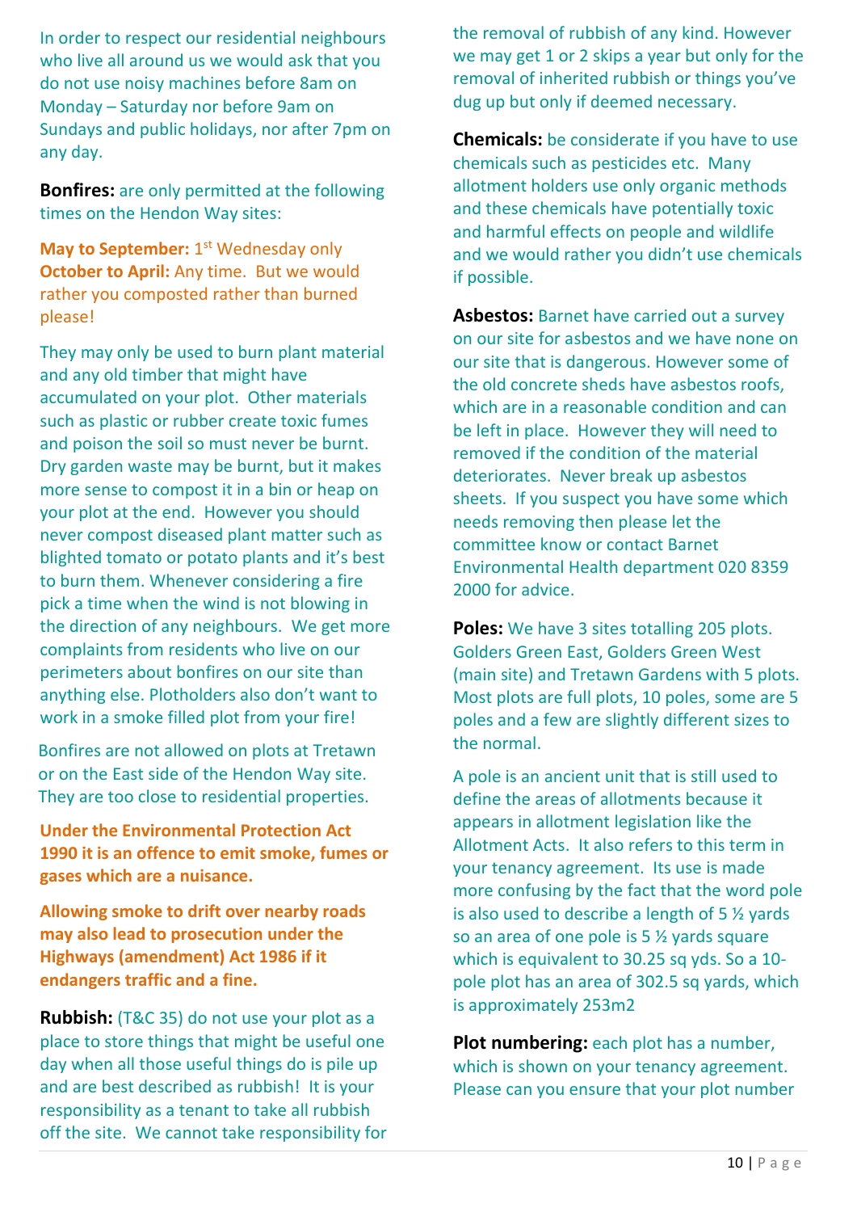In order to respect our residential neighbours who live all around us we would ask that you do not use noisy machines before 8am on Monday – Saturday nor before 9am on Sundays and public holidays, nor after 7pm on any day.

**Bonfires:** are only permitted at the following times on the Hendon Way sites:

**May to September:** 1st Wednesday only
**October to April:** Any time. But we would rather you composted rather than burned please!

They may only be used to burn plant material and any old timber that might have accumulated on your plot. Other materials such as plastic or rubber create toxic fumes and poison the soil so must never be burnt. Dry garden waste may be burnt, but it makes more sense to compost it in a bin or heap on your plot at the end. However you should never compost diseased plant matter such as blighted tomato or potato plants and it's best to burn them. Whenever considering a fire pick a time when the wind is not blowing in the direction of any neighbours. We get more complaints from residents who live on our perimeters about bonfires on our site than anything else. Plotholders also don't want to work in a smoke filled plot from your fire!

Bonfires are not allowed on plots at Tretawn or on the East side of the Hendon Way site. They are too close to residential properties.

**Under the Environmental Protection Act 1990 it is an offence to emit smoke, fumes or gases which are a nuisance.**

**Allowing smoke to drift over nearby roads may also lead to prosecution under the Highways (amendment) Act 1986 if it endangers traffic and a fine.**

**Rubbish:** (T&C 35) do not use your plot as a place to store things that might be useful one day when all those useful things do is pile up and are best described as rubbish! It is your responsibility as a tenant to take all rubbish off the site. We cannot take responsibility for the removal of rubbish of any kind. However we may get 1 or 2 skips a year but only for the removal of inherited rubbish or things you've dug up but only if deemed necessary.

**Chemicals:** be considerate if you have to use chemicals such as pesticides etc. Many allotment holders use only organic methods and these chemicals have potentially toxic and harmful effects on people and wildlife and we would rather you didn't use chemicals if possible.

**Asbestos:** Barnet have carried out a survey on our site for asbestos and we have none on our site that is dangerous. However some of the old concrete sheds have asbestos roofs, which are in a reasonable condition and can be left in place. However they will need to removed if the condition of the material deteriorates. Never break up asbestos sheets. If you suspect you have some which needs removing then please let the committee know or contact Barnet Environmental Health department 020 8359 2000 for advice.

**Poles:** We have 3 sites totalling 205 plots. Golders Green East, Golders Green West (main site) and Tretawn Gardens with 5 plots. Most plots are full plots, 10 poles, some are 5 poles and a few are slightly different sizes to the normal.

A pole is an ancient unit that is still used to define the areas of allotments because it appears in allotment legislation like the Allotment Acts. It also refers to this term in your tenancy agreement. Its use is made more confusing by the fact that the word pole is also used to describe a length of 5 ½ yards so an area of one pole is 5 ½ yards square which is equivalent to 30.25 sq yds. So a 10-pole plot has an area of 302.5 sq yards, which is approximately 253m2

**Plot numbering:** each plot has a number, which is shown on your tenancy agreement. Please can you ensure that your plot number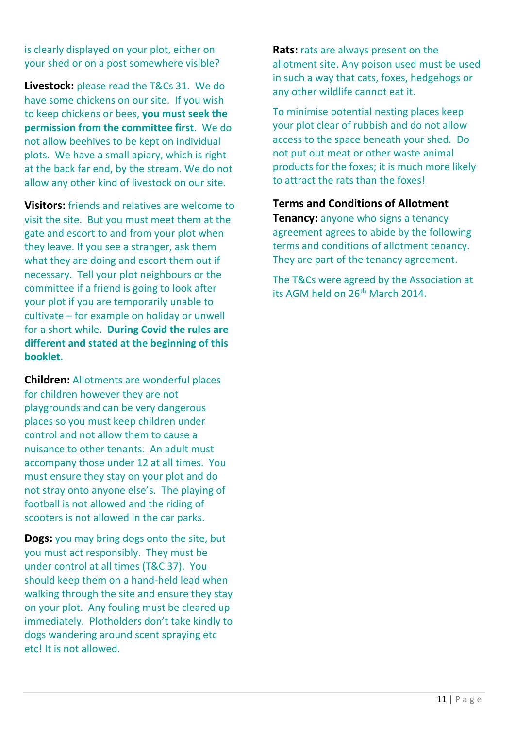is clearly displayed on your plot, either on your shed or on a post somewhere visible?

**Livestock:** please read the T&Cs 31. We do have some chickens on our site. If you wish to keep chickens or bees, **you must seek the permission from the committee first**. We do not allow beehives to be kept on individual plots. We have a small apiary, which is right at the back far end, by the stream. We do not allow any other kind of livestock on our site.

**Visitors:** friends and relatives are welcome to visit the site. But you must meet them at the gate and escort to and from your plot when they leave. If you see a stranger, ask them what they are doing and escort them out if necessary. Tell your plot neighbours or the committee if a friend is going to look after your plot if you are temporarily unable to cultivate – for example on holiday or unwell for a short while. **During Covid the rules are different and stated at the beginning of this booklet.**

**Children:** Allotments are wonderful places for children however they are not playgrounds and can be very dangerous places so you must keep children under control and not allow them to cause a nuisance to other tenants. An adult must accompany those under 12 at all times. You must ensure they stay on your plot and do not stray onto anyone else's. The playing of football is not allowed and the riding of scooters is not allowed in the car parks.

**Dogs:** you may bring dogs onto the site, but you must act responsibly. They must be under control at all times (T&C 37). You should keep them on a hand-held lead when walking through the site and ensure they stay on your plot. Any fouling must be cleared up immediately. Plotholders don't take kindly to dogs wandering around scent spraying etc etc! It is not allowed.

**Rats:** rats are always present on the allotment site. Any poison used must be used in such a way that cats, foxes, hedgehogs or any other wildlife cannot eat it.

To minimise potential nesting places keep your plot clear of rubbish and do not allow access to the space beneath your shed. Do not put out meat or other waste animal products for the foxes; it is much more likely to attract the rats than the foxes!

**Terms and Conditions of Allotment Tenancy:** anyone who signs a tenancy agreement agrees to abide by the following terms and conditions of allotment tenancy. They are part of the tenancy agreement.

The T&Cs were agreed by the Association at its AGM held on 26th March 2014.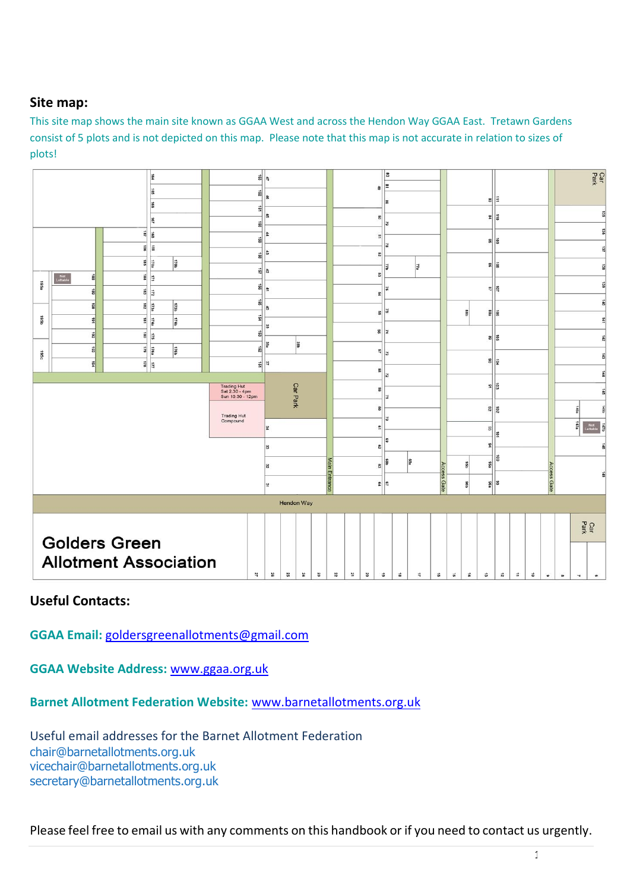## Site map:

This site map shows the main site known as GGAA West and across the Hendon Way GGAA East. Tretawn Gardens consist of 5 plots and is not depicted on this map. Please note that this map is not accurate in relation to sizes of plots!

Trading Hut
Sat 2.30 - 4pm
Sun 10.30 - 12pm

Trading Hut Compound

Car Park

Main Entrance

Access Gate

Hendon Way

Golders Green Allotment Association

## Useful Contacts:

**GGAA Email:** goldersgreenallotments@gmail.com

**GGAA Website Address:** www.ggaa.org.uk

**Barnet Allotment Federation Website:** www.barnetallotments.org.uk

Useful email addresses for the Barnet Allotment Federation
chair@barnetallotments.org.uk
vicechair@barnetallotments.org.uk
secretary@barnetallotments.org.uk

Please feel free to email us with any comments on this handbook or if you need to contact us urgently.